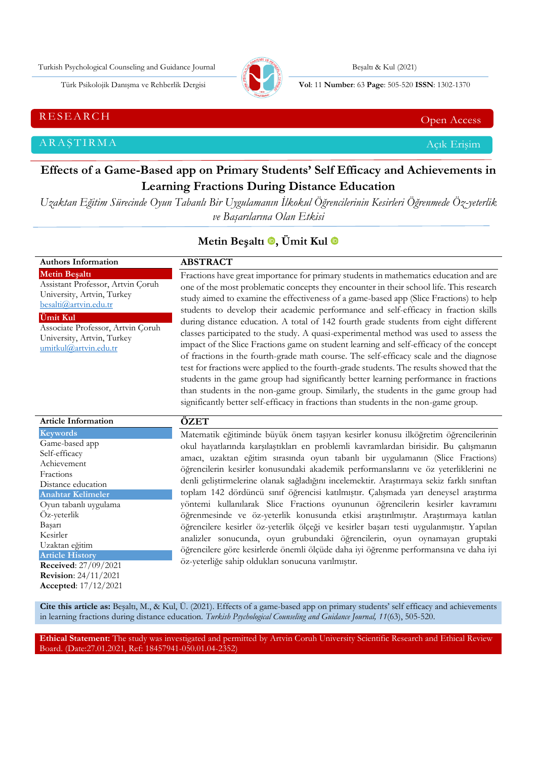RESEARCH — Open Access

ARAŞTIRMA — Açık Erişim

# Effects of a Game-Based app on Primary Students' Self Efficacy and Achievements in Learning Fractions During Distance Education

*Uzaktan Eğitim Sürecinde Oyun Tabanlı Bir Uygulamanın İlkokul Öğrencilerinin Kesirleri Öğrenmede Öz-yeterlik ve Başarılarına Olan Etkisi*

**Metin Beşaltı, Ümit Kul**

**Authors Information**

**Metin Beşaltı**
Assistant Professor, Artvin Çoruh University, Artvin, Turkey
besalti@artvin.edu.tr

**Ümit Kul**
Associate Professor, Artvin Çoruh University, Artvin, Turkey
umitkul@artvin.edu.tr

## ABSTRACT

Fractions have great importance for primary students in mathematics education and are one of the most problematic concepts they encounter in their school life. This research study aimed to examine the effectiveness of a game-based app (Slice Fractions) to help students to develop their academic performance and self-efficacy in fraction skills during distance education. A total of 142 fourth grade students from eight different classes participated to the study. A quasi-experimental method was used to assess the impact of the Slice Fractions game on student learning and self-efficacy of the concept of fractions in the fourth-grade math course. The self-efficacy scale and the diagnose test for fractions were applied to the fourth-grade students. The results showed that the students in the game group had significantly better learning performance in fractions than students in the non-game group. Similarly, the students in the game group had significantly better self-efficacy in fractions than students in the non-game group.

**Article Information**

**Keywords**
Game-based app
Self-efficacy
Achievement
Fractions
Distance education

**Anahtar Kelimeler**
Oyun tabanlı uygulama
Öz-yeterlik
Başarı
Kesirler
Uzaktan eğitim

**Article History**
**Received**: 27/09/2021
**Revision**: 24/11/2021
**Accepted**: 17/12/2021

## ÖZET

Matematik eğitiminde büyük önem taşıyan kesirler konusu ilköğretim öğrencilerinin okul hayatlarında karşılaştıkları en problemli kavramlardan birisidir. Bu çalışmanın amacı, uzaktan eğitim sırasında oyun tabanlı bir uygulamanın (Slice Fractions) öğrencilerin kesirler konusundaki akademik performanslarını ve öz yeterliklerini ne denli geliştirmelerine olanak sağladığını incelemektir. Araştırmaya sekiz farklı sınıftan toplam 142 dördüncü sınıf öğrencisi katılmıştır. Çalışmada yarı deneysel araştırma yöntemi kullanılarak Slice Fractions oyununun öğrencilerin kesirler kavramını öğrenmesinde ve öz-yeterlik konusunda etkisi araştırılmıştır. Araştırmaya katılan öğrencilere kesirler öz-yeterlik ölçeği ve kesirler başarı testi uygulanmıştır. Yapılan analizler sonucunda, oyun grubundaki öğrencilerin, oyun oynamayan gruptaki öğrencilere göre kesirlerde önemli ölçüde daha iyi öğrenme performansına ve daha iyi öz-yeterliğe sahip oldukları sonucuna varılmıştır.

**Cite this article as:** Beşaltı, M., & Kul, Ü. (2021). Effects of a game-based app on primary students' self efficacy and achievements in learning fractions during distance education. *Turkish Psychological Counseling and Guidance Journal, 11*(63), 505-520.

**Ethical Statement:** The study was investigated and permitted by Artvin Coruh University Scientific Research and Ethical Review Board. (Date:27.01.2021, Ref: 18457941-050.01.04-2352)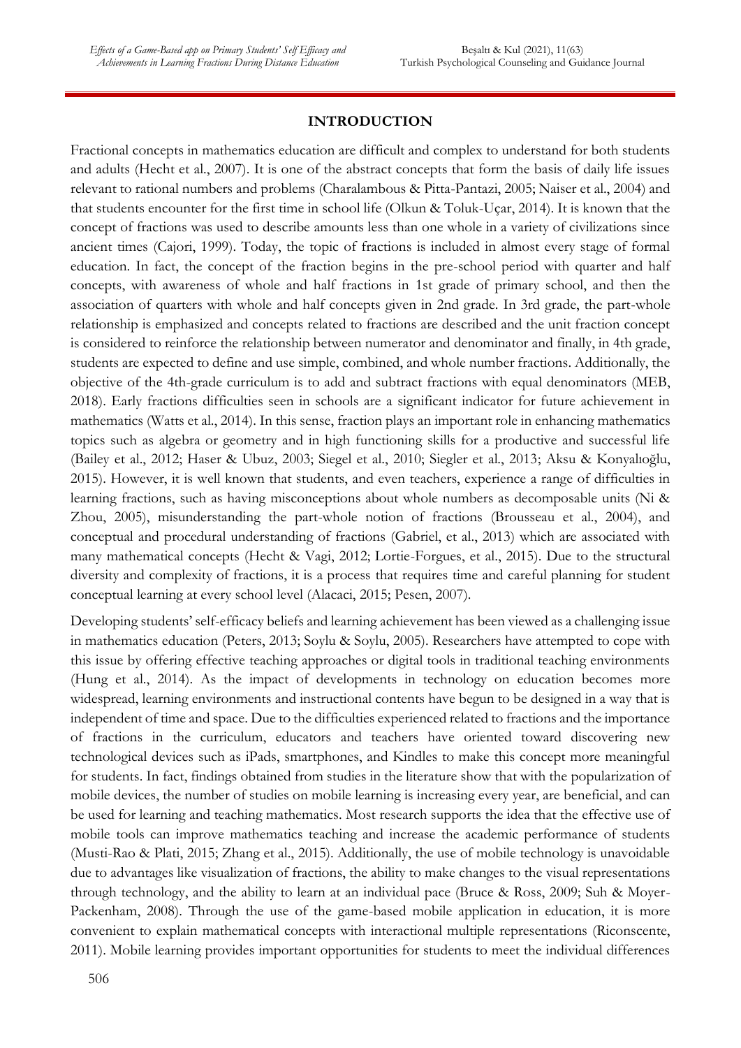## INTRODUCTION

Fractional concepts in mathematics education are difficult and complex to understand for both students and adults (Hecht et al., 2007). It is one of the abstract concepts that form the basis of daily life issues relevant to rational numbers and problems (Charalambous & Pitta-Pantazi, 2005; Naiser et al., 2004) and that students encounter for the first time in school life (Olkun & Toluk-Uçar, 2014). It is known that the concept of fractions was used to describe amounts less than one whole in a variety of civilizations since ancient times (Cajori, 1999). Today, the topic of fractions is included in almost every stage of formal education. In fact, the concept of the fraction begins in the pre-school period with quarter and half concepts, with awareness of whole and half fractions in 1st grade of primary school, and then the association of quarters with whole and half concepts given in 2nd grade. In 3rd grade, the part-whole relationship is emphasized and concepts related to fractions are described and the unit fraction concept is considered to reinforce the relationship between numerator and denominator and finally, in 4th grade, students are expected to define and use simple, combined, and whole number fractions. Additionally, the objective of the 4th-grade curriculum is to add and subtract fractions with equal denominators (MEB, 2018). Early fractions difficulties seen in schools are a significant indicator for future achievement in mathematics (Watts et al., 2014). In this sense, fraction plays an important role in enhancing mathematics topics such as algebra or geometry and in high functioning skills for a productive and successful life (Bailey et al., 2012; Haser & Ubuz, 2003; Siegel et al., 2010; Siegler et al., 2013; Aksu & Konyalıoğlu, 2015). However, it is well known that students, and even teachers, experience a range of difficulties in learning fractions, such as having misconceptions about whole numbers as decomposable units (Ni & Zhou, 2005), misunderstanding the part-whole notion of fractions (Brousseau et al., 2004), and conceptual and procedural understanding of fractions (Gabriel, et al., 2013) which are associated with many mathematical concepts (Hecht & Vagi, 2012; Lortie-Forgues, et al., 2015). Due to the structural diversity and complexity of fractions, it is a process that requires time and careful planning for student conceptual learning at every school level (Alacaci, 2015; Pesen, 2007).

Developing students' self-efficacy beliefs and learning achievement has been viewed as a challenging issue in mathematics education (Peters, 2013; Soylu & Soylu, 2005). Researchers have attempted to cope with this issue by offering effective teaching approaches or digital tools in traditional teaching environments (Hung et al., 2014). As the impact of developments in technology on education becomes more widespread, learning environments and instructional contents have begun to be designed in a way that is independent of time and space. Due to the difficulties experienced related to fractions and the importance of fractions in the curriculum, educators and teachers have oriented toward discovering new technological devices such as iPads, smartphones, and Kindles to make this concept more meaningful for students. In fact, findings obtained from studies in the literature show that with the popularization of mobile devices, the number of studies on mobile learning is increasing every year, are beneficial, and can be used for learning and teaching mathematics. Most research supports the idea that the effective use of mobile tools can improve mathematics teaching and increase the academic performance of students (Musti-Rao & Plati, 2015; Zhang et al., 2015). Additionally, the use of mobile technology is unavoidable due to advantages like visualization of fractions, the ability to make changes to the visual representations through technology, and the ability to learn at an individual pace (Bruce & Ross, 2009; Suh & Moyer-Packenham, 2008). Through the use of the game-based mobile application in education, it is more convenient to explain mathematical concepts with interactional multiple representations (Riconscente, 2011). Mobile learning provides important opportunities for students to meet the individual differences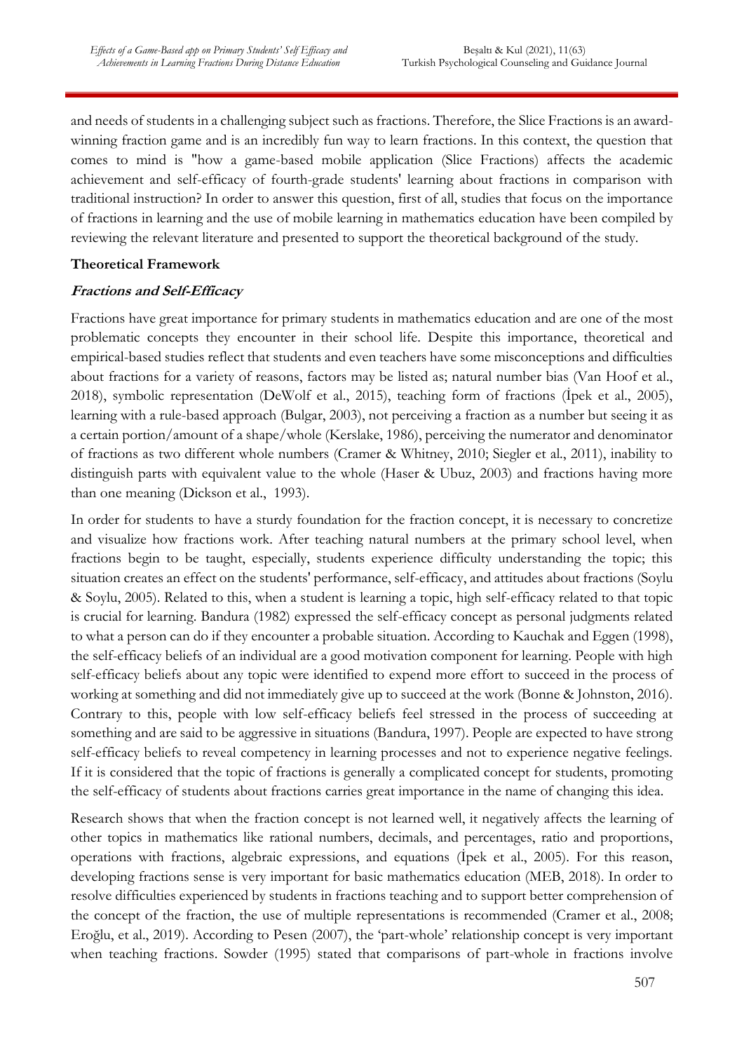and needs of students in a challenging subject such as fractions. Therefore, the Slice Fractions is an award-winning fraction game and is an incredibly fun way to learn fractions. In this context, the question that comes to mind is "how a game-based mobile application (Slice Fractions) affects the academic achievement and self-efficacy of fourth-grade students' learning about fractions in comparison with traditional instruction? In order to answer this question, first of all, studies that focus on the importance of fractions in learning and the use of mobile learning in mathematics education have been compiled by reviewing the relevant literature and presented to support the theoretical background of the study.

## Theoretical Framework

### *Fractions and Self-Efficacy*

Fractions have great importance for primary students in mathematics education and are one of the most problematic concepts they encounter in their school life. Despite this importance, theoretical and empirical-based studies reflect that students and even teachers have some misconceptions and difficulties about fractions for a variety of reasons, factors may be listed as; natural number bias (Van Hoof et al., 2018), symbolic representation (DeWolf et al., 2015), teaching form of fractions (İpek et al., 2005), learning with a rule-based approach (Bulgar, 2003), not perceiving a fraction as a number but seeing it as a certain portion/amount of a shape/whole (Kerslake, 1986), perceiving the numerator and denominator of fractions as two different whole numbers (Cramer & Whitney, 2010; Siegler et al., 2011), inability to distinguish parts with equivalent value to the whole (Haser & Ubuz, 2003) and fractions having more than one meaning (Dickson et al., 1993).

In order for students to have a sturdy foundation for the fraction concept, it is necessary to concretize and visualize how fractions work. After teaching natural numbers at the primary school level, when fractions begin to be taught, especially, students experience difficulty understanding the topic; this situation creates an effect on the students' performance, self-efficacy, and attitudes about fractions (Soylu & Soylu, 2005). Related to this, when a student is learning a topic, high self-efficacy related to that topic is crucial for learning. Bandura (1982) expressed the self-efficacy concept as personal judgments related to what a person can do if they encounter a probable situation. According to Kauchak and Eggen (1998), the self-efficacy beliefs of an individual are a good motivation component for learning. People with high self-efficacy beliefs about any topic were identified to expend more effort to succeed in the process of working at something and did not immediately give up to succeed at the work (Bonne & Johnston, 2016). Contrary to this, people with low self-efficacy beliefs feel stressed in the process of succeeding at something and are said to be aggressive in situations (Bandura, 1997). People are expected to have strong self-efficacy beliefs to reveal competency in learning processes and not to experience negative feelings. If it is considered that the topic of fractions is generally a complicated concept for students, promoting the self-efficacy of students about fractions carries great importance in the name of changing this idea.

Research shows that when the fraction concept is not learned well, it negatively affects the learning of other topics in mathematics like rational numbers, decimals, and percentages, ratio and proportions, operations with fractions, algebraic expressions, and equations (İpek et al., 2005). For this reason, developing fractions sense is very important for basic mathematics education (MEB, 2018). In order to resolve difficulties experienced by students in fractions teaching and to support better comprehension of the concept of the fraction, the use of multiple representations is recommended (Cramer et al., 2008; Eroğlu, et al., 2019). According to Pesen (2007), the 'part-whole' relationship concept is very important when teaching fractions. Sowder (1995) stated that comparisons of part-whole in fractions involve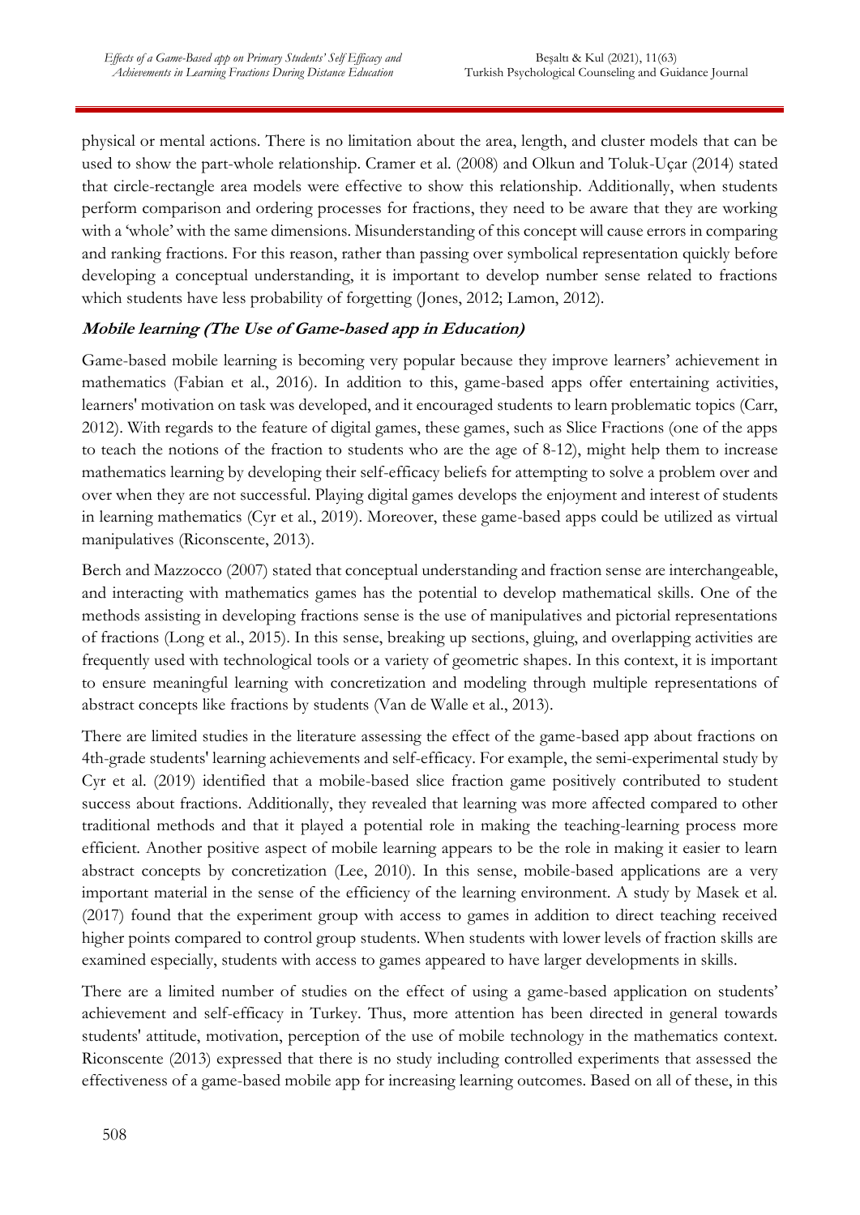physical or mental actions. There is no limitation about the area, length, and cluster models that can be used to show the part-whole relationship. Cramer et al. (2008) and Olkun and Toluk-Uçar (2014) stated that circle-rectangle area models were effective to show this relationship. Additionally, when students perform comparison and ordering processes for fractions, they need to be aware that they are working with a 'whole' with the same dimensions. Misunderstanding of this concept will cause errors in comparing and ranking fractions. For this reason, rather than passing over symbolical representation quickly before developing a conceptual understanding, it is important to develop number sense related to fractions which students have less probability of forgetting (Jones, 2012; Lamon, 2012).

### ***Mobile learning (The Use of Game-based app in Education)***

Game-based mobile learning is becoming very popular because they improve learners' achievement in mathematics (Fabian et al., 2016). In addition to this, game-based apps offer entertaining activities, learners' motivation on task was developed, and it encouraged students to learn problematic topics (Carr, 2012). With regards to the feature of digital games, these games, such as Slice Fractions (one of the apps to teach the notions of the fraction to students who are the age of 8-12), might help them to increase mathematics learning by developing their self-efficacy beliefs for attempting to solve a problem over and over when they are not successful. Playing digital games develops the enjoyment and interest of students in learning mathematics (Cyr et al., 2019). Moreover, these game-based apps could be utilized as virtual manipulatives (Riconscente, 2013).

Berch and Mazzocco (2007) stated that conceptual understanding and fraction sense are interchangeable, and interacting with mathematics games has the potential to develop mathematical skills. One of the methods assisting in developing fractions sense is the use of manipulatives and pictorial representations of fractions (Long et al., 2015). In this sense, breaking up sections, gluing, and overlapping activities are frequently used with technological tools or a variety of geometric shapes. In this context, it is important to ensure meaningful learning with concretization and modeling through multiple representations of abstract concepts like fractions by students (Van de Walle et al., 2013).

There are limited studies in the literature assessing the effect of the game-based app about fractions on 4th-grade students' learning achievements and self-efficacy. For example, the semi-experimental study by Cyr et al. (2019) identified that a mobile-based slice fraction game positively contributed to student success about fractions. Additionally, they revealed that learning was more affected compared to other traditional methods and that it played a potential role in making the teaching-learning process more efficient. Another positive aspect of mobile learning appears to be the role in making it easier to learn abstract concepts by concretization (Lee, 2010). In this sense, mobile-based applications are a very important material in the sense of the efficiency of the learning environment. A study by Masek et al. (2017) found that the experiment group with access to games in addition to direct teaching received higher points compared to control group students. When students with lower levels of fraction skills are examined especially, students with access to games appeared to have larger developments in skills.

There are a limited number of studies on the effect of using a game-based application on students' achievement and self-efficacy in Turkey. Thus, more attention has been directed in general towards students' attitude, motivation, perception of the use of mobile technology in the mathematics context. Riconscente (2013) expressed that there is no study including controlled experiments that assessed the effectiveness of a game-based mobile app for increasing learning outcomes. Based on all of these, in this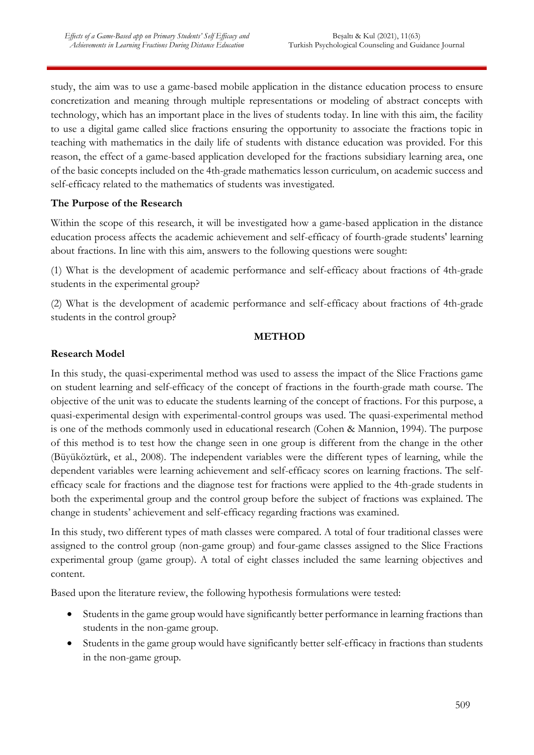study, the aim was to use a game-based mobile application in the distance education process to ensure concretization and meaning through multiple representations or modeling of abstract concepts with technology, which has an important place in the lives of students today. In line with this aim, the facility to use a digital game called slice fractions ensuring the opportunity to associate the fractions topic in teaching with mathematics in the daily life of students with distance education was provided. For this reason, the effect of a game-based application developed for the fractions subsidiary learning area, one of the basic concepts included on the 4th-grade mathematics lesson curriculum, on academic success and self-efficacy related to the mathematics of students was investigated.

### The Purpose of the Research

Within the scope of this research, it will be investigated how a game-based application in the distance education process affects the academic achievement and self-efficacy of fourth-grade students' learning about fractions. In line with this aim, answers to the following questions were sought:

(1) What is the development of academic performance and self-efficacy about fractions of 4th-grade students in the experimental group?

(2) What is the development of academic performance and self-efficacy about fractions of 4th-grade students in the control group?

## METHOD

### Research Model

In this study, the quasi-experimental method was used to assess the impact of the Slice Fractions game on student learning and self-efficacy of the concept of fractions in the fourth-grade math course. The objective of the unit was to educate the students learning of the concept of fractions. For this purpose, a quasi-experimental design with experimental-control groups was used. The quasi-experimental method is one of the methods commonly used in educational research (Cohen & Mannion, 1994). The purpose of this method is to test how the change seen in one group is different from the change in the other (Büyüköztürk, et al., 2008). The independent variables were the different types of learning, while the dependent variables were learning achievement and self-efficacy scores on learning fractions. The self-efficacy scale for fractions and the diagnose test for fractions were applied to the 4th-grade students in both the experimental group and the control group before the subject of fractions was explained. The change in students' achievement and self-efficacy regarding fractions was examined.

In this study, two different types of math classes were compared. A total of four traditional classes were assigned to the control group (non-game group) and four-game classes assigned to the Slice Fractions experimental group (game group). A total of eight classes included the same learning objectives and content.

Based upon the literature review, the following hypothesis formulations were tested:

- Students in the game group would have significantly better performance in learning fractions than students in the non-game group.
- Students in the game group would have significantly better self-efficacy in fractions than students in the non-game group.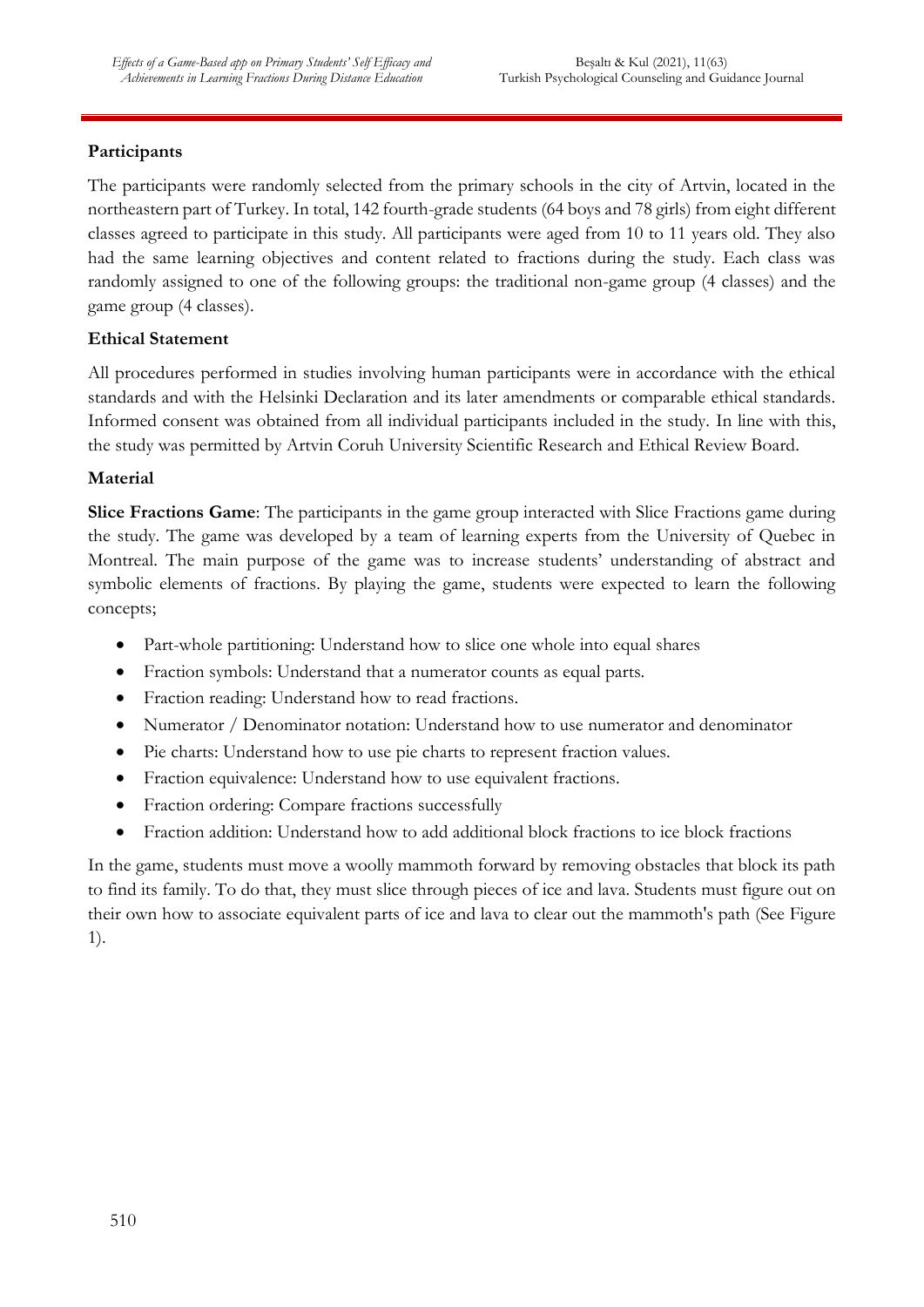### Participants

The participants were randomly selected from the primary schools in the city of Artvin, located in the northeastern part of Turkey. In total, 142 fourth-grade students (64 boys and 78 girls) from eight different classes agreed to participate in this study. All participants were aged from 10 to 11 years old. They also had the same learning objectives and content related to fractions during the study. Each class was randomly assigned to one of the following groups: the traditional non-game group (4 classes) and the game group (4 classes).

### Ethical Statement

All procedures performed in studies involving human participants were in accordance with the ethical standards and with the Helsinki Declaration and its later amendments or comparable ethical standards. Informed consent was obtained from all individual participants included in the study. In line with this, the study was permitted by Artvin Coruh University Scientific Research and Ethical Review Board.

### Material

**Slice Fractions Game**: The participants in the game group interacted with Slice Fractions game during the study. The game was developed by a team of learning experts from the University of Quebec in Montreal. The main purpose of the game was to increase students' understanding of abstract and symbolic elements of fractions. By playing the game, students were expected to learn the following concepts;

- Part-whole partitioning: Understand how to slice one whole into equal shares
- Fraction symbols: Understand that a numerator counts as equal parts.
- Fraction reading: Understand how to read fractions.
- Numerator / Denominator notation: Understand how to use numerator and denominator
- Pie charts: Understand how to use pie charts to represent fraction values.
- Fraction equivalence: Understand how to use equivalent fractions.
- Fraction ordering: Compare fractions successfully
- Fraction addition: Understand how to add additional block fractions to ice block fractions

In the game, students must move a woolly mammoth forward by removing obstacles that block its path to find its family. To do that, they must slice through pieces of ice and lava. Students must figure out on their own how to associate equivalent parts of ice and lava to clear out the mammoth's path (See Figure 1).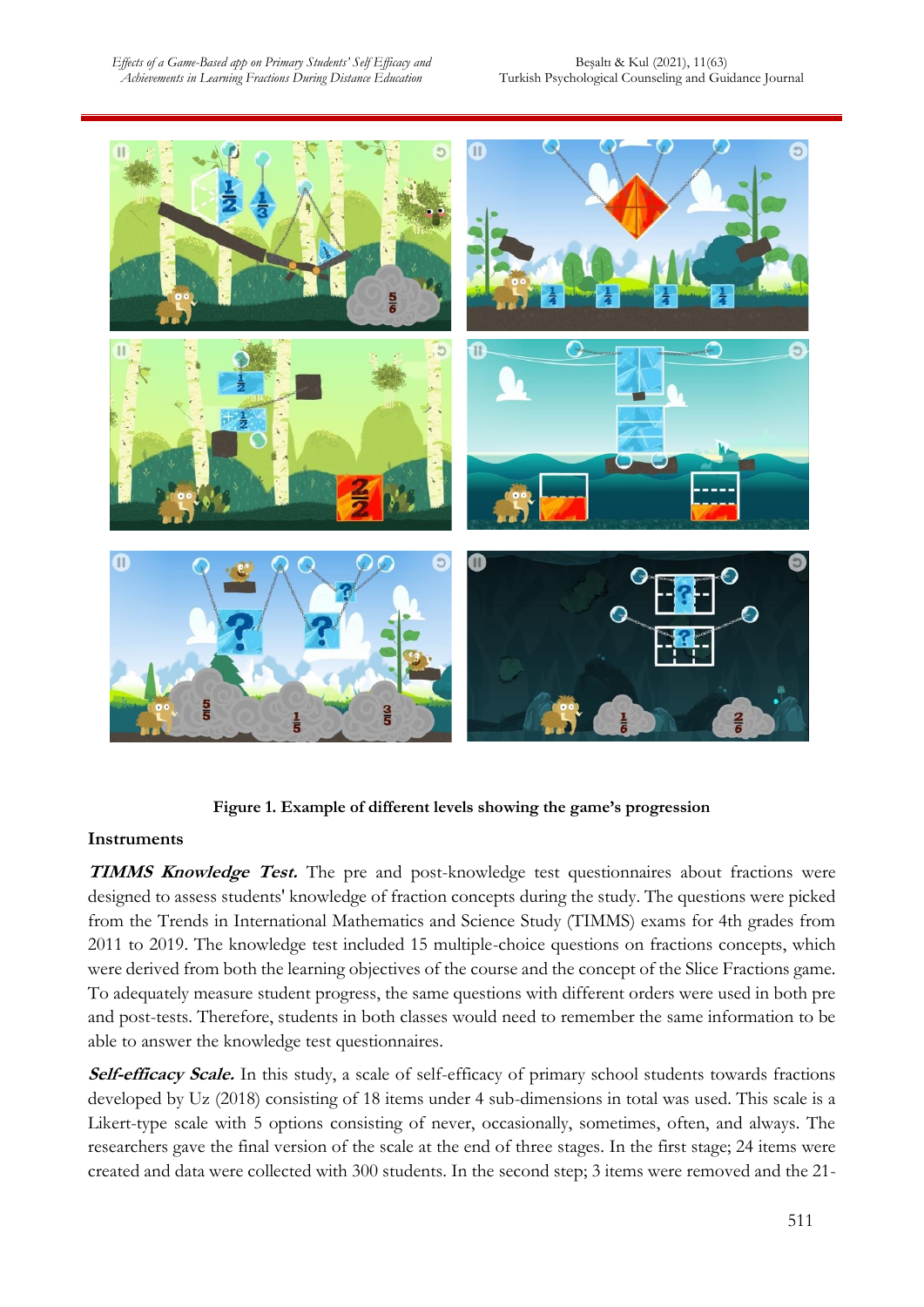**Figure 1. Example of different levels showing the game's progression**

## Instruments

***TIMMS Knowledge Test.*** The pre and post-knowledge test questionnaires about fractions were designed to assess students' knowledge of fraction concepts during the study. The questions were picked from the Trends in International Mathematics and Science Study (TIMMS) exams for 4th grades from 2011 to 2019. The knowledge test included 15 multiple-choice questions on fractions concepts, which were derived from both the learning objectives of the course and the concept of the Slice Fractions game. To adequately measure student progress, the same questions with different orders were used in both pre and post-tests. Therefore, students in both classes would need to remember the same information to be able to answer the knowledge test questionnaires.

***Self-efficacy Scale.*** In this study, a scale of self-efficacy of primary school students towards fractions developed by Uz (2018) consisting of 18 items under 4 sub-dimensions in total was used. This scale is a Likert-type scale with 5 options consisting of never, occasionally, sometimes, often, and always. The researchers gave the final version of the scale at the end of three stages. In the first stage; 24 items were created and data were collected with 300 students. In the second step; 3 items were removed and the 21-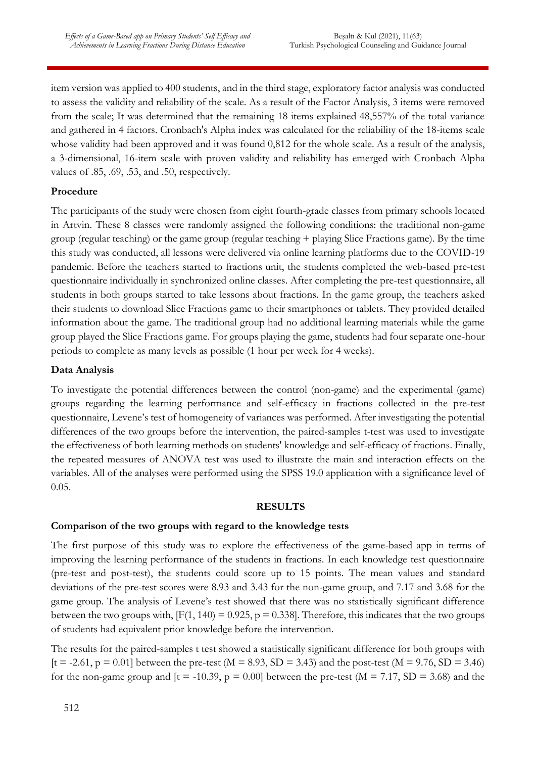item version was applied to 400 students, and in the third stage, exploratory factor analysis was conducted to assess the validity and reliability of the scale. As a result of the Factor Analysis, 3 items were removed from the scale; It was determined that the remaining 18 items explained 48,557% of the total variance and gathered in 4 factors. Cronbach's Alpha index was calculated for the reliability of the 18-items scale whose validity had been approved and it was found 0,812 for the whole scale. As a result of the analysis, a 3-dimensional, 16-item scale with proven validity and reliability has emerged with Cronbach Alpha values of .85, .69, .53, and .50, respectively.

**Procedure**

The participants of the study were chosen from eight fourth-grade classes from primary schools located in Artvin. These 8 classes were randomly assigned the following conditions: the traditional non-game group (regular teaching) or the game group (regular teaching + playing Slice Fractions game). By the time this study was conducted, all lessons were delivered via online learning platforms due to the COVID-19 pandemic. Before the teachers started to fractions unit, the students completed the web-based pre-test questionnaire individually in synchronized online classes. After completing the pre-test questionnaire, all students in both groups started to take lessons about fractions. In the game group, the teachers asked their students to download Slice Fractions game to their smartphones or tablets. They provided detailed information about the game. The traditional group had no additional learning materials while the game group played the Slice Fractions game. For groups playing the game, students had four separate one-hour periods to complete as many levels as possible (1 hour per week for 4 weeks).

**Data Analysis**

To investigate the potential differences between the control (non-game) and the experimental (game) groups regarding the learning performance and self-efficacy in fractions collected in the pre-test questionnaire, Levene's test of homogeneity of variances was performed. After investigating the potential differences of the two groups before the intervention, the paired-samples t-test was used to investigate the effectiveness of both learning methods on students' knowledge and self-efficacy of fractions. Finally, the repeated measures of ANOVA test was used to illustrate the main and interaction effects on the variables. All of the analyses were performed using the SPSS 19.0 application with a significance level of 0.05.

## RESULTS

**Comparison of the two groups with regard to the knowledge tests**

The first purpose of this study was to explore the effectiveness of the game-based app in terms of improving the learning performance of the students in fractions. In each knowledge test questionnaire (pre-test and post-test), the students could score up to 15 points. The mean values and standard deviations of the pre-test scores were 8.93 and 3.43 for the non-game group, and 7.17 and 3.68 for the game group. The analysis of Levene's test showed that there was no statistically significant difference between the two groups with, [$F(1, 140) = 0.925$, $p = 0.338$]. Therefore, this indicates that the two groups of students had equivalent prior knowledge before the intervention.

The results for the paired-samples t test showed a statistically significant difference for both groups with [$t = -2.61$, $p = 0.01$] between the pre-test ($M = 8.93$, $SD = 3.43$) and the post-test ($M = 9.76$, $SD = 3.46$) for the non-game group and [$t = -10.39$, $p = 0.00$] between the pre-test ($M = 7.17$, $SD = 3.68$) and the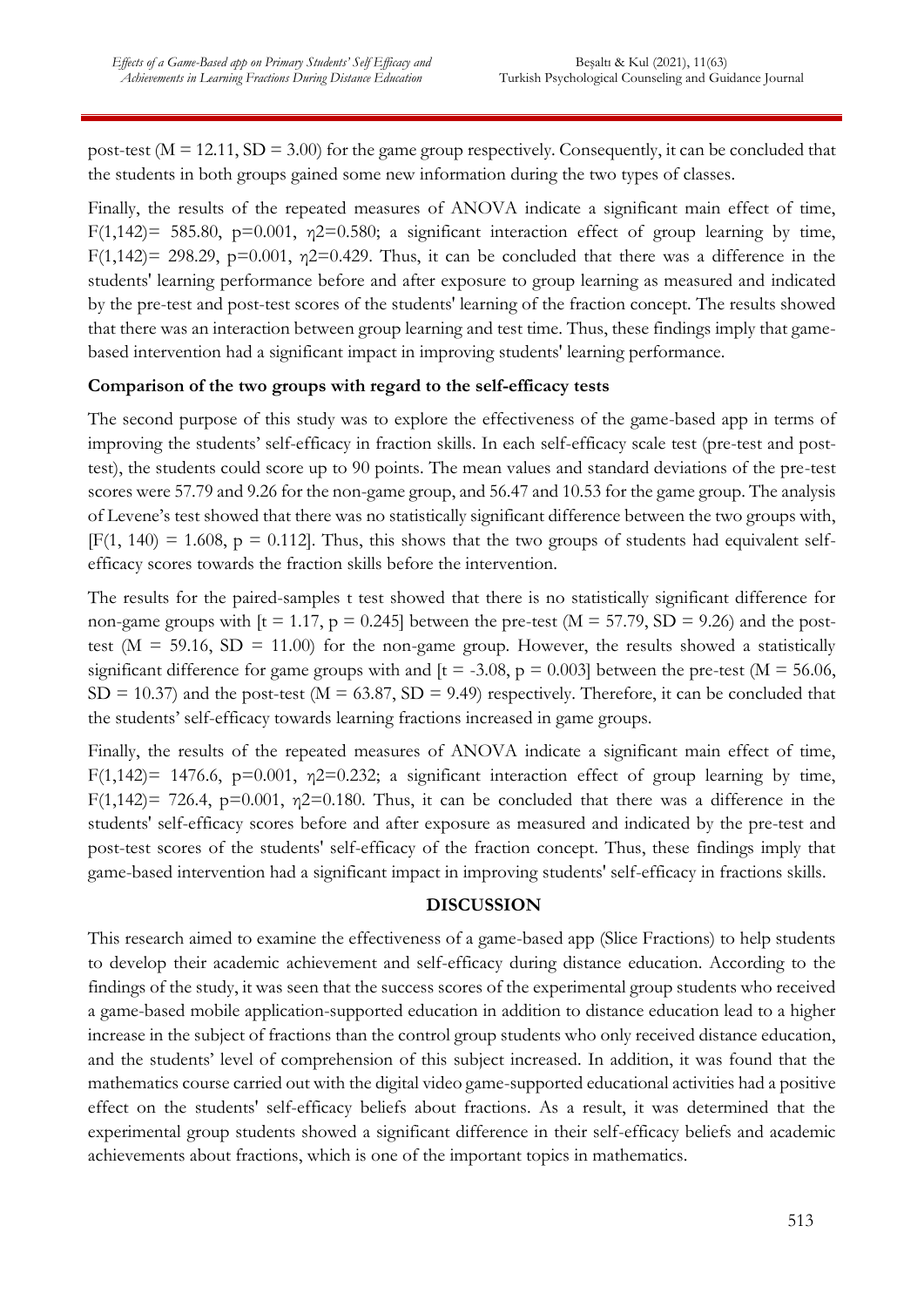post-test ($M = 12.11$, $SD = 3.00$) for the game group respectively. Consequently, it can be concluded that the students in both groups gained some new information during the two types of classes.

Finally, the results of the repeated measures of ANOVA indicate a significant main effect of time, $F(1,142) = 585.80$, $p=0.001$, $\eta2=0.580$; a significant interaction effect of group learning by time, $F(1,142) = 298.29$, $p=0.001$, $\eta2=0.429$. Thus, it can be concluded that there was a difference in the students' learning performance before and after exposure to group learning as measured and indicated by the pre-test and post-test scores of the students' learning of the fraction concept. The results showed that there was an interaction between group learning and test time. Thus, these findings imply that game-based intervention had a significant impact in improving students' learning performance.

**Comparison of the two groups with regard to the self-efficacy tests**

The second purpose of this study was to explore the effectiveness of the game-based app in terms of improving the students' self-efficacy in fraction skills. In each self-efficacy scale test (pre-test and post-test), the students could score up to 90 points. The mean values and standard deviations of the pre-test scores were 57.79 and 9.26 for the non-game group, and 56.47 and 10.53 for the game group. The analysis of Levene's test showed that there was no statistically significant difference between the two groups with, $[F(1, 140) = 1.608, p = 0.112]$. Thus, this shows that the two groups of students had equivalent self-efficacy scores towards the fraction skills before the intervention.

The results for the paired-samples t test showed that there is no statistically significant difference for non-game groups with $[t = 1.17, p = 0.245]$ between the pre-test ($M = 57.79$, $SD = 9.26$) and the post-test ($M = 59.16$, $SD = 11.00$) for the non-game group. However, the results showed a statistically significant difference for game groups with and $[t = -3.08, p = 0.003]$ between the pre-test ($M = 56.06$, $SD = 10.37$) and the post-test ($M = 63.87$, $SD = 9.49$) respectively. Therefore, it can be concluded that the students' self-efficacy towards learning fractions increased in game groups.

Finally, the results of the repeated measures of ANOVA indicate a significant main effect of time, $F(1,142) = 1476.6$, $p=0.001$, $\eta2=0.232$; a significant interaction effect of group learning by time, $F(1,142) = 726.4$, $p=0.001$, $\eta2=0.180$. Thus, it can be concluded that there was a difference in the students' self-efficacy scores before and after exposure as measured and indicated by the pre-test and post-test scores of the students' self-efficacy of the fraction concept. Thus, these findings imply that game-based intervention had a significant impact in improving students' self-efficacy in fractions skills.

## DISCUSSION

This research aimed to examine the effectiveness of a game-based app (Slice Fractions) to help students to develop their academic achievement and self-efficacy during distance education. According to the findings of the study, it was seen that the success scores of the experimental group students who received a game-based mobile application-supported education in addition to distance education lead to a higher increase in the subject of fractions than the control group students who only received distance education, and the students' level of comprehension of this subject increased. In addition, it was found that the mathematics course carried out with the digital video game-supported educational activities had a positive effect on the students' self-efficacy beliefs about fractions. As a result, it was determined that the experimental group students showed a significant difference in their self-efficacy beliefs and academic achievements about fractions, which is one of the important topics in mathematics.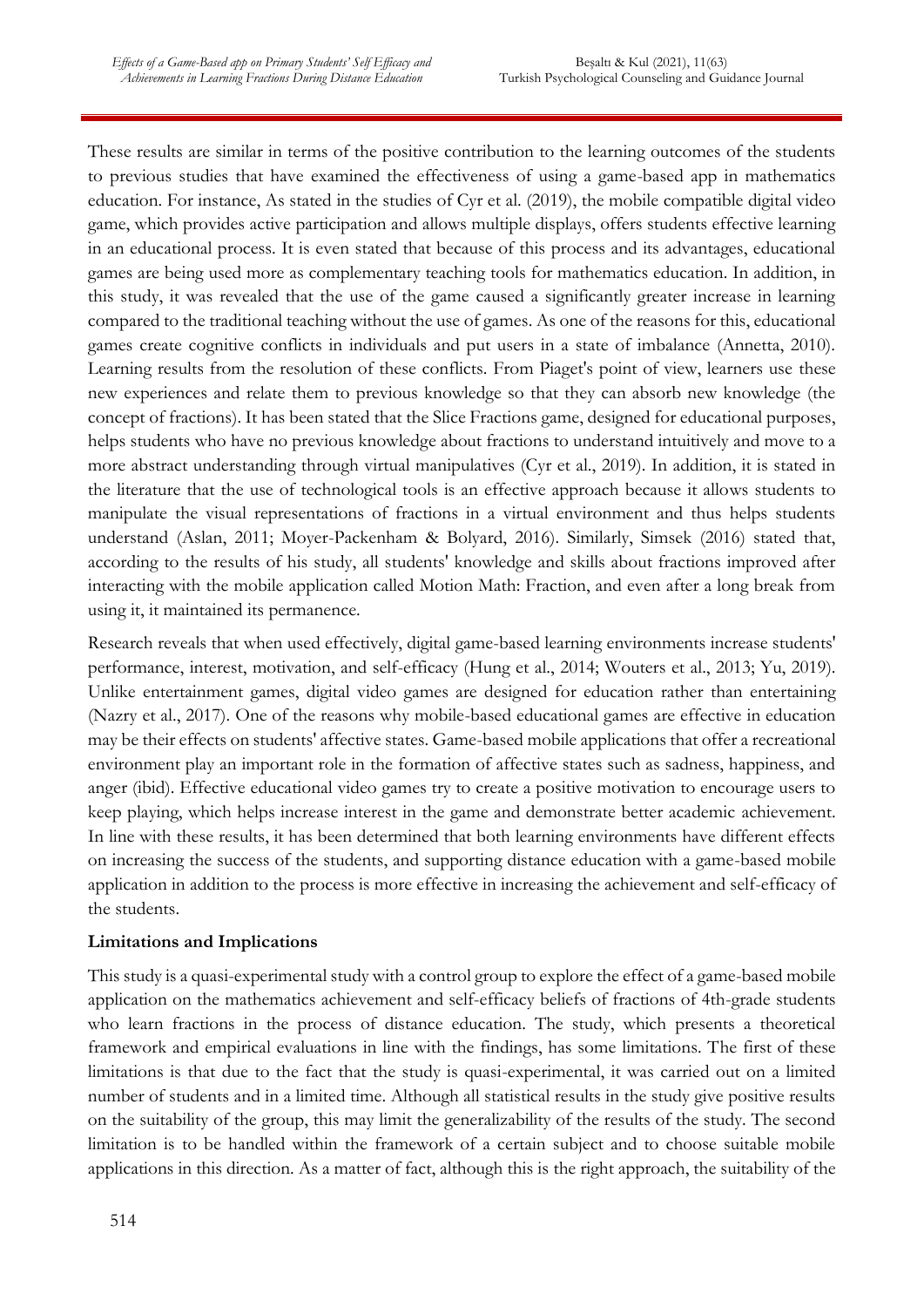These results are similar in terms of the positive contribution to the learning outcomes of the students to previous studies that have examined the effectiveness of using a game-based app in mathematics education. For instance, As stated in the studies of Cyr et al. (2019), the mobile compatible digital video game, which provides active participation and allows multiple displays, offers students effective learning in an educational process. It is even stated that because of this process and its advantages, educational games are being used more as complementary teaching tools for mathematics education. In addition, in this study, it was revealed that the use of the game caused a significantly greater increase in learning compared to the traditional teaching without the use of games. As one of the reasons for this, educational games create cognitive conflicts in individuals and put users in a state of imbalance (Annetta, 2010). Learning results from the resolution of these conflicts. From Piaget's point of view, learners use these new experiences and relate them to previous knowledge so that they can absorb new knowledge (the concept of fractions). It has been stated that the Slice Fractions game, designed for educational purposes, helps students who have no previous knowledge about fractions to understand intuitively and move to a more abstract understanding through virtual manipulatives (Cyr et al., 2019). In addition, it is stated in the literature that the use of technological tools is an effective approach because it allows students to manipulate the visual representations of fractions in a virtual environment and thus helps students understand (Aslan, 2011; Moyer-Packenham & Bolyard, 2016). Similarly, Simsek (2016) stated that, according to the results of his study, all students' knowledge and skills about fractions improved after interacting with the mobile application called Motion Math: Fraction, and even after a long break from using it, it maintained its permanence.

Research reveals that when used effectively, digital game-based learning environments increase students' performance, interest, motivation, and self-efficacy (Hung et al., 2014; Wouters et al., 2013; Yu, 2019). Unlike entertainment games, digital video games are designed for education rather than entertaining (Nazry et al., 2017). One of the reasons why mobile-based educational games are effective in education may be their effects on students' affective states. Game-based mobile applications that offer a recreational environment play an important role in the formation of affective states such as sadness, happiness, and anger (ibid). Effective educational video games try to create a positive motivation to encourage users to keep playing, which helps increase interest in the game and demonstrate better academic achievement. In line with these results, it has been determined that both learning environments have different effects on increasing the success of the students, and supporting distance education with a game-based mobile application in addition to the process is more effective in increasing the achievement and self-efficacy of the students.

**Limitations and Implications**

This study is a quasi-experimental study with a control group to explore the effect of a game-based mobile application on the mathematics achievement and self-efficacy beliefs of fractions of 4th-grade students who learn fractions in the process of distance education. The study, which presents a theoretical framework and empirical evaluations in line with the findings, has some limitations. The first of these limitations is that due to the fact that the study is quasi-experimental, it was carried out on a limited number of students and in a limited time. Although all statistical results in the study give positive results on the suitability of the group, this may limit the generalizability of the results of the study. The second limitation is to be handled within the framework of a certain subject and to choose suitable mobile applications in this direction. As a matter of fact, although this is the right approach, the suitability of the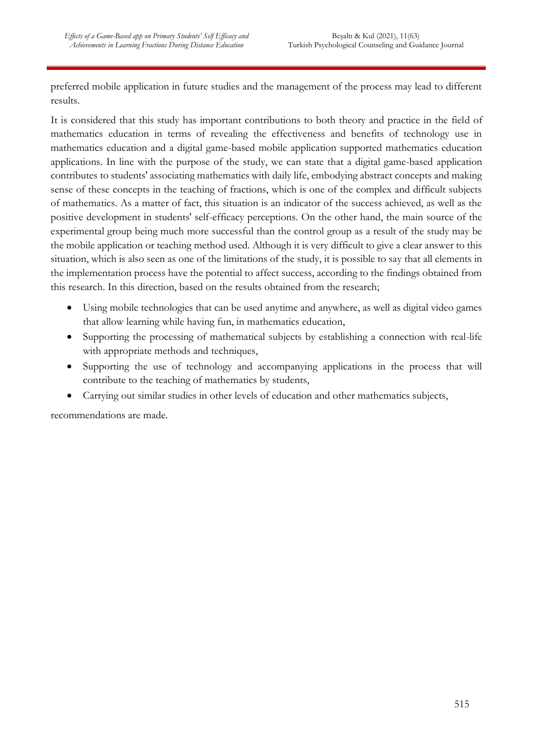preferred mobile application in future studies and the management of the process may lead to different results.

It is considered that this study has important contributions to both theory and practice in the field of mathematics education in terms of revealing the effectiveness and benefits of technology use in mathematics education and a digital game-based mobile application supported mathematics education applications. In line with the purpose of the study, we can state that a digital game-based application contributes to students' associating mathematics with daily life, embodying abstract concepts and making sense of these concepts in the teaching of fractions, which is one of the complex and difficult subjects of mathematics. As a matter of fact, this situation is an indicator of the success achieved, as well as the positive development in students' self-efficacy perceptions. On the other hand, the main source of the experimental group being much more successful than the control group as a result of the study may be the mobile application or teaching method used. Although it is very difficult to give a clear answer to this situation, which is also seen as one of the limitations of the study, it is possible to say that all elements in the implementation process have the potential to affect success, according to the findings obtained from this research. In this direction, based on the results obtained from the research;

- Using mobile technologies that can be used anytime and anywhere, as well as digital video games that allow learning while having fun, in mathematics education,
- Supporting the processing of mathematical subjects by establishing a connection with real-life with appropriate methods and techniques,
- Supporting the use of technology and accompanying applications in the process that will contribute to the teaching of mathematics by students,
- Carrying out similar studies in other levels of education and other mathematics subjects,

recommendations are made.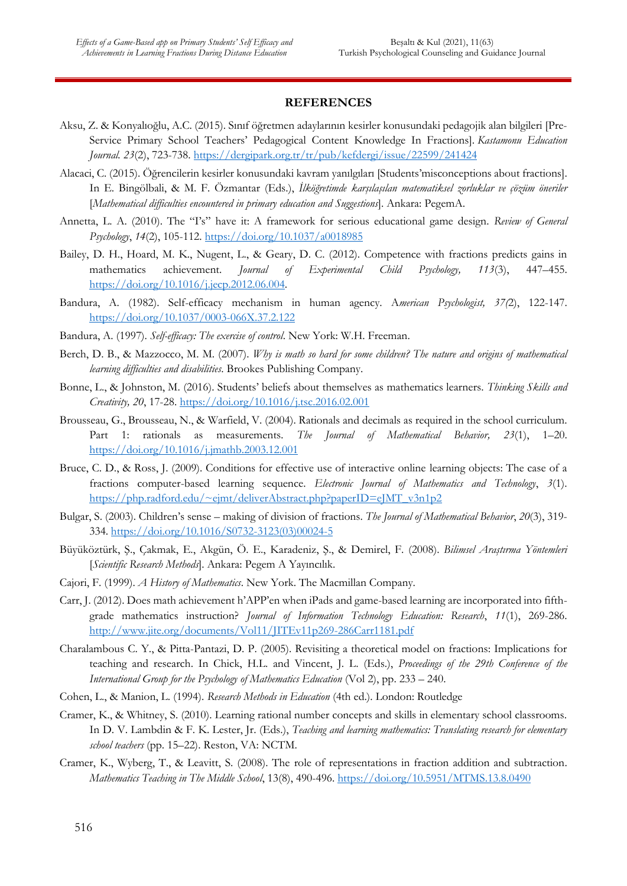## REFERENCES

Aksu, Z. & Konyalıoğlu, A.C. (2015). Sınıf öğretmen adaylarının kesirler konusundaki pedagojik alan bilgileri [Pre-Service Primary School Teachers' Pedagogical Content Knowledge In Fractions]. *Kastamonu Education Journal. 23*(2), 723-738. https://dergipark.org.tr/tr/pub/kefdergi/issue/22599/241424

Alacaci, C. (2015). Öğrencilerin kesirler konusundaki kavram yanılgıları [Students'misconceptions about fractions]. In E. Bingölbali, & M. F. Özmantar (Eds.), *İlköğretimde karşılaşılan matematiksel zorluklar ve çözüm öneriler* [*Mathematical difficulties encountered in primary education and Suggestions*]. Ankara: PegemA.

Annetta, L. A. (2010). The "I's" have it: A framework for serious educational game design. *Review of General Psychology*, *14*(2), 105-112. https://doi.org/10.1037/a0018985

Bailey, D. H., Hoard, M. K., Nugent, L., & Geary, D. C. (2012). Competence with fractions predicts gains in mathematics achievement. *Journal of Experimental Child Psychology, 113*(3), 447–455. https://doi.org/10.1016/j.jecp.2012.06.004.

Bandura, A. (1982). Self-efficacy mechanism in human agency. A*merican Psychologist, 37(*2), 122-147. https://doi.org/10.1037/0003-066X.37.2.122

Bandura, A. (1997). *Self-efficacy: The exercise of control*. New York: W.H. Freeman.

Berch, D. B., & Mazzocco, M. M. (2007). *Why is math so hard for some children? The nature and origins of mathematical learning difficulties and disabilities*. Brookes Publishing Company.

Bonne, L., & Johnston, M. (2016). Students' beliefs about themselves as mathematics learners. *Thinking Skills and Creativity, 20*, 17-28. https://doi.org/10.1016/j.tsc.2016.02.001

Brousseau, G., Brousseau, N., & Warfield, V. (2004). Rationals and decimals as required in the school curriculum. Part 1: rationals as measurements. *The Journal of Mathematical Behavior, 23*(1), 1–20. https://doi.org/10.1016/j.jmathb.2003.12.001

Bruce, C. D., & Ross, J. (2009). Conditions for effective use of interactive online learning objects: The case of a fractions computer-based learning sequence. *Electronic Journal of Mathematics and Technology*, *3*(1). https://php.radford.edu/~ejmt/deliverAbstract.php?paperID=eJMT_v3n1p2

Bulgar, S. (2003). Children's sense – making of division of fractions. *The Journal of Mathematical Behavior*, *20*(3), 319-334. https://doi.org/10.1016/S0732-3123(03)00024-5

Büyüköztürk, Ş., Çakmak, E., Akgün, Ö. E., Karadeniz, Ş., & Demirel, F. (2008). *Bilimsel Araştırma Yöntemleri* [*Scientific Research Methods*]. Ankara: Pegem A Yayıncılık.

Cajori, F. (1999). *A History of Mathematics*. New York. The Macmillan Company.

Carr, J. (2012). Does math achievement h'APP'en when iPads and game-based learning are incorporated into fifth-grade mathematics instruction? *Journal of Information Technology Education: Research*, *11*(1), 269-286. http://www.jite.org/documents/Vol11/JITEv11p269-286Carr1181.pdf

Charalambous C. Y., & Pitta-Pantazi, D. P. (2005). Revisiting a theoretical model on fractions: Implications for teaching and research. In Chick, H.L. and Vincent, J. L. (Eds.), *Proceedings of the 29th Conference of the International Group for the Psychology of Mathematics Education* (Vol 2), pp. 233 – 240.

Cohen, L., & Manion, L. (1994). *Research Methods in Education* (4th ed.). London: Routledge

Cramer, K., & Whitney, S. (2010). Learning rational number concepts and skills in elementary school classrooms. In D. V. Lambdin & F. K. Lester, Jr. (Eds.), *Teaching and learning mathematics: Translating research for elementary school teachers* (pp. 15–22). Reston, VA: NCTM.

Cramer, K., Wyberg, T., & Leavitt, S. (2008). The role of representations in fraction addition and subtraction. *Mathematics Teaching in The Middle School*, 13(8), 490-496. https://doi.org/10.5951/MTMS.13.8.0490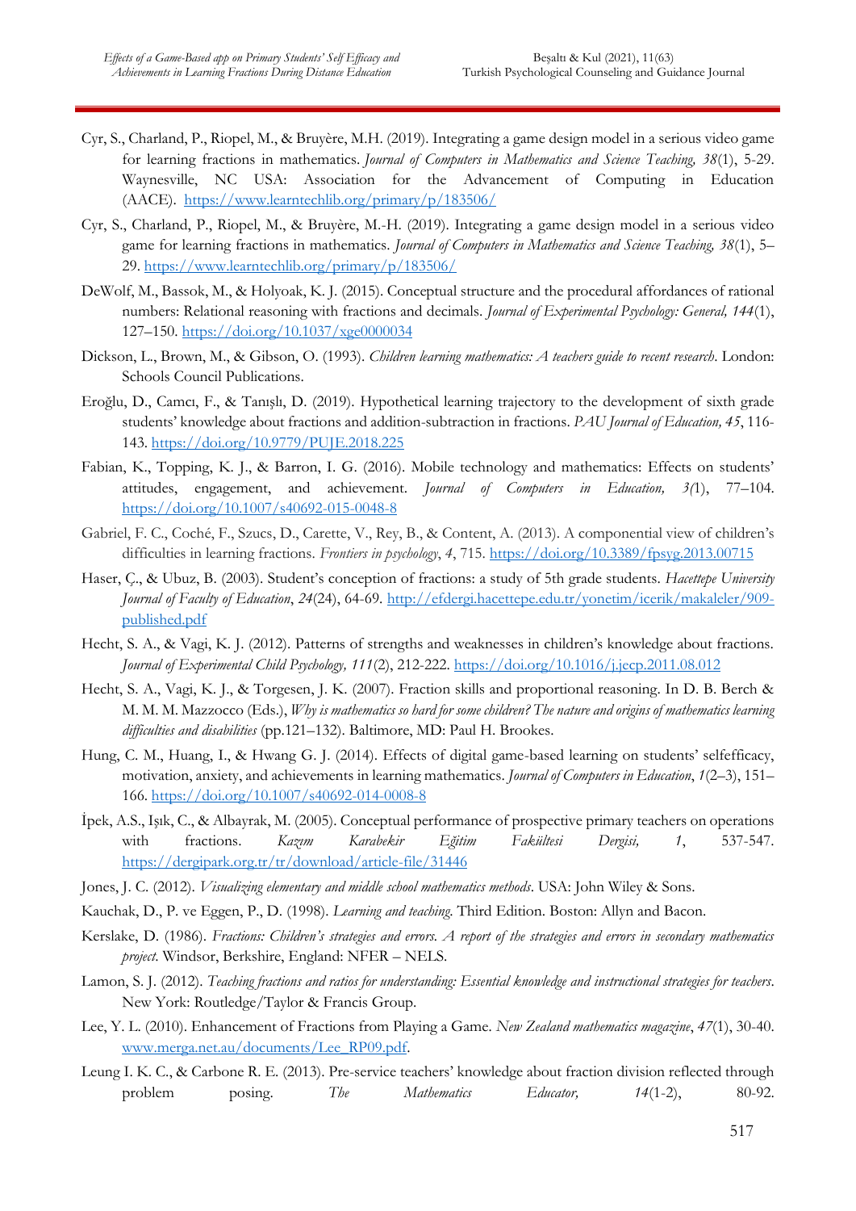Cyr, S., Charland, P., Riopel, M., & Bruyère, M.H. (2019). Integrating a game design model in a serious video game for learning fractions in mathematics. *Journal of Computers in Mathematics and Science Teaching, 38*(1), 5-29. Waynesville, NC USA: Association for the Advancement of Computing in Education (AACE). https://www.learntechlib.org/primary/p/183506/

Cyr, S., Charland, P., Riopel, M., & Bruyère, M.-H. (2019). Integrating a game design model in a serious video game for learning fractions in mathematics. *Journal of Computers in Mathematics and Science Teaching, 38*(1), 5–29. https://www.learntechlib.org/primary/p/183506/

DeWolf, M., Bassok, M., & Holyoak, K. J. (2015). Conceptual structure and the procedural affordances of rational numbers: Relational reasoning with fractions and decimals. *Journal of Experimental Psychology: General, 144*(1), 127–150. https://doi.org/10.1037/xge0000034

Dickson, L., Brown, M., & Gibson, O. (1993). *Children learning mathematics: A teachers guide to recent research*. London: Schools Council Publications.

Eroğlu, D., Camcı, F., & Tanışlı, D. (2019). Hypothetical learning trajectory to the development of sixth grade students' knowledge about fractions and addition-subtraction in fractions. *PAU Journal of Education, 45*, 116-143. https://doi.org/10.9779/PUJE.2018.225

Fabian, K., Topping, K. J., & Barron, I. G. (2016). Mobile technology and mathematics: Effects on students' attitudes, engagement, and achievement. *Journal of Computers in Education, 3*(1), 77–104. https://doi.org/10.1007/s40692-015-0048-8

Gabriel, F. C., Coché, F., Szucs, D., Carette, V., Rey, B., & Content, A. (2013). A componential view of children's difficulties in learning fractions. *Frontiers in psychology*, *4*, 715. https://doi.org/10.3389/fpsyg.2013.00715

Haser, Ç., & Ubuz, B. (2003). Student's conception of fractions: a study of 5th grade students. *Hacettepe University Journal of Faculty of Education*, *24*(24), 64-69. http://efdergi.hacettepe.edu.tr/yonetim/icerik/makaleler/909-published.pdf

Hecht, S. A., & Vagi, K. J. (2012). Patterns of strengths and weaknesses in children's knowledge about fractions. *Journal of Experimental Child Psychology, 111*(2), 212-222. https://doi.org/10.1016/j.jecp.2011.08.012

Hecht, S. A., Vagi, K. J., & Torgesen, J. K. (2007). Fraction skills and proportional reasoning. In D. B. Berch & M. M. M. Mazzocco (Eds.), *Why is mathematics so hard for some children? The nature and origins of mathematics learning difficulties and disabilities* (pp.121–132). Baltimore, MD: Paul H. Brookes.

Hung, C. M., Huang, I., & Hwang G. J. (2014). Effects of digital game-based learning on students' selfefficacy, motivation, anxiety, and achievements in learning mathematics. *Journal of Computers in Education*, *1*(2–3), 151–166. https://doi.org/10.1007/s40692-014-0008-8

İpek, A.S., Işık, C., & Albayrak, M. (2005). Conceptual performance of prospective primary teachers on operations with fractions. *Kazım Karabekir Eğitim Fakültesi Dergisi, 1*, 537-547. https://dergipark.org.tr/tr/download/article-file/31446

Jones, J. C. (2012). *Visualizing elementary and middle school mathematics methods*. USA: John Wiley & Sons.

Kauchak, D., P. ve Eggen, P., D. (1998). *Learning and teaching.* Third Edition. Boston: Allyn and Bacon.

Kerslake, D. (1986). *Fractions: Children's strategies and errors. A report of the strategies and errors in secondary mathematics project.* Windsor, Berkshire, England: NFER – NELS.

Lamon, S. J. (2012). *Teaching fractions and ratios for understanding: Essential knowledge and instructional strategies for teachers*. New York: Routledge/Taylor & Francis Group.

Lee, Y. L. (2010). Enhancement of Fractions from Playing a Game. *New Zealand mathematics magazine*, *47*(1), 30-40. www.merga.net.au/documents/Lee_RP09.pdf.

Leung I. K. C., & Carbone R. E. (2013). Pre-service teachers' knowledge about fraction division reflected through problem posing. *The Mathematics Educator, 14*(1-2), 80-92.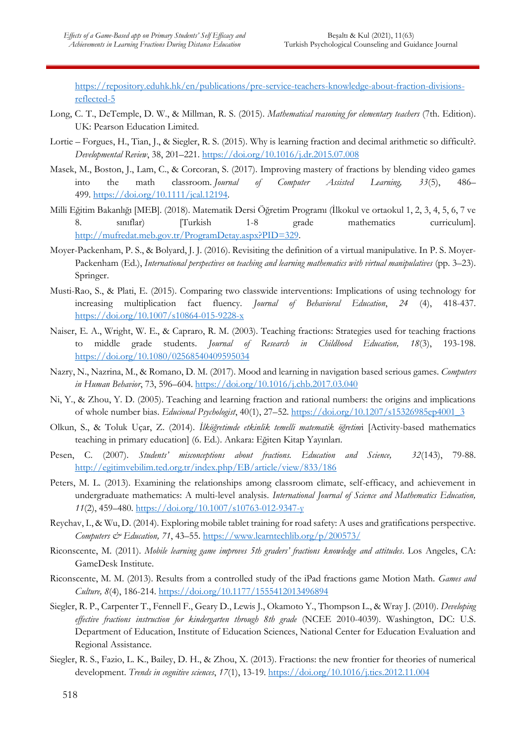https://repository.eduhk.hk/en/publications/pre-service-teachers-knowledge-about-fraction-divisions-reflected-5

Long, C. T., DeTemple, D. W., & Millman, R. S. (2015). *Mathematical reasoning for elementary teachers* (7th. Edition). UK: Pearson Education Limited.

Lortie – Forgues, H., Tian, J., & Siegler, R. S. (2015). Why is learning fraction and decimal arithmetic so difficult?. *Developmental Review*, 38, 201–221. https://doi.org/10.1016/j.dr.2015.07.008

Masek, M., Boston, J., Lam, C., & Corcoran, S. (2017). Improving mastery of fractions by blending video games into the math classroom. *Journal of Computer Assisted Learning, 33*(5), 486–499. https://doi.org/10.1111/jcal.12194.

Milli Eğitim Bakanlığı [MEB]. (2018). Matematik Dersi Öğretim Programı (İlkokul ve ortaokul 1, 2, 3, 4, 5, 6, 7 ve 8. sınıflar) [Turkish 1-8 grade mathematics curriculum]. http://mufredat.meb.gov.tr/ProgramDetay.aspx?PID=329.

Moyer-Packenham, P. S., & Bolyard, J. J. (2016). Revisiting the definition of a virtual manipulative. In P. S. Moyer-Packenham (Ed.), *International perspectives on teaching and learning mathematics with virtual manipulatives* (pp. 3–23). Springer.

Musti-Rao, S., & Plati, E. (2015). Comparing two classwide interventions: Implications of using technology for increasing multiplication fact fluency. *Journal of Behavioral Education*, *24* (4), 418-437. https://doi.org/10.1007/s10864-015-9228-x

Naiser, E. A., Wright, W. E., & Capraro, R. M. (2003). Teaching fractions: Strategies used for teaching fractions to middle grade students. *Journal of Research in Childhood Education, 18*(3), 193-198. https://doi.org/10.1080/02568540409595034

Nazry, N., Nazrina, M., & Romano, D. M. (2017). Mood and learning in navigation based serious games. *Computers in Human Behavior*, 73, 596–604. https://doi.org/10.1016/j.chb.2017.03.040

Ni, Y., & Zhou, Y. D. (2005). Teaching and learning fraction and rational numbers: the origins and implications of whole number bias. *Educional Psychologist*, 40(1), 27–52. https://doi.org/10.1207/s15326985ep4001_3

Olkun, S., & Toluk Uçar, Z. (2014). *İlköğretimde etkinlik temelli matematik öğretim*i [Activity-based mathematics teaching in primary education] (6. Ed.). Ankara: Eğiten Kitap Yayınları.

Pesen, C. (2007). *Students' misconceptions about fractions. Education and Science, 32*(143), 79-88. http://egitimvebilim.ted.org.tr/index.php/EB/article/view/833/186

Peters, M. L. (2013). Examining the relationships among classroom climate, self-efficacy, and achievement in undergraduate mathematics: A multi-level analysis. *International Journal of Science and Mathematics Education, 11*(2), 459–480. https://doi.org/10.1007/s10763-012-9347-y

Reychav, I., & Wu, D. (2014). Exploring mobile tablet training for road safety: A uses and gratifications perspective. *Computers & Education, 71*, 43–55. https://www.learntechlib.org/p/200573/

Riconscente, M. (2011). *Mobile learning game improves 5th graders' fractions knowledge and attitudes*. Los Angeles, CA: GameDesk Institute.

Riconscente, M. M. (2013). Results from a controlled study of the iPad fractions game Motion Math. *Games and Culture, 8*(4), 186-214. https://doi.org/10.1177/1555412013496894

Siegler, R. P., Carpenter T., Fennell F., Geary D., Lewis J., Okamoto Y., Thompson L., & Wray J. (2010). *Developing effective fractions instruction for kindergarten through 8th grade* (NCEE 2010-4039). Washington, DC: U.S. Department of Education, Institute of Education Sciences, National Center for Education Evaluation and Regional Assistance.

Siegler, R. S., Fazio, L. K., Bailey, D. H., & Zhou, X. (2013). Fractions: the new frontier for theories of numerical development. *Trends in cognitive sciences*, *17*(1), 13-19. https://doi.org/10.1016/j.tics.2012.11.004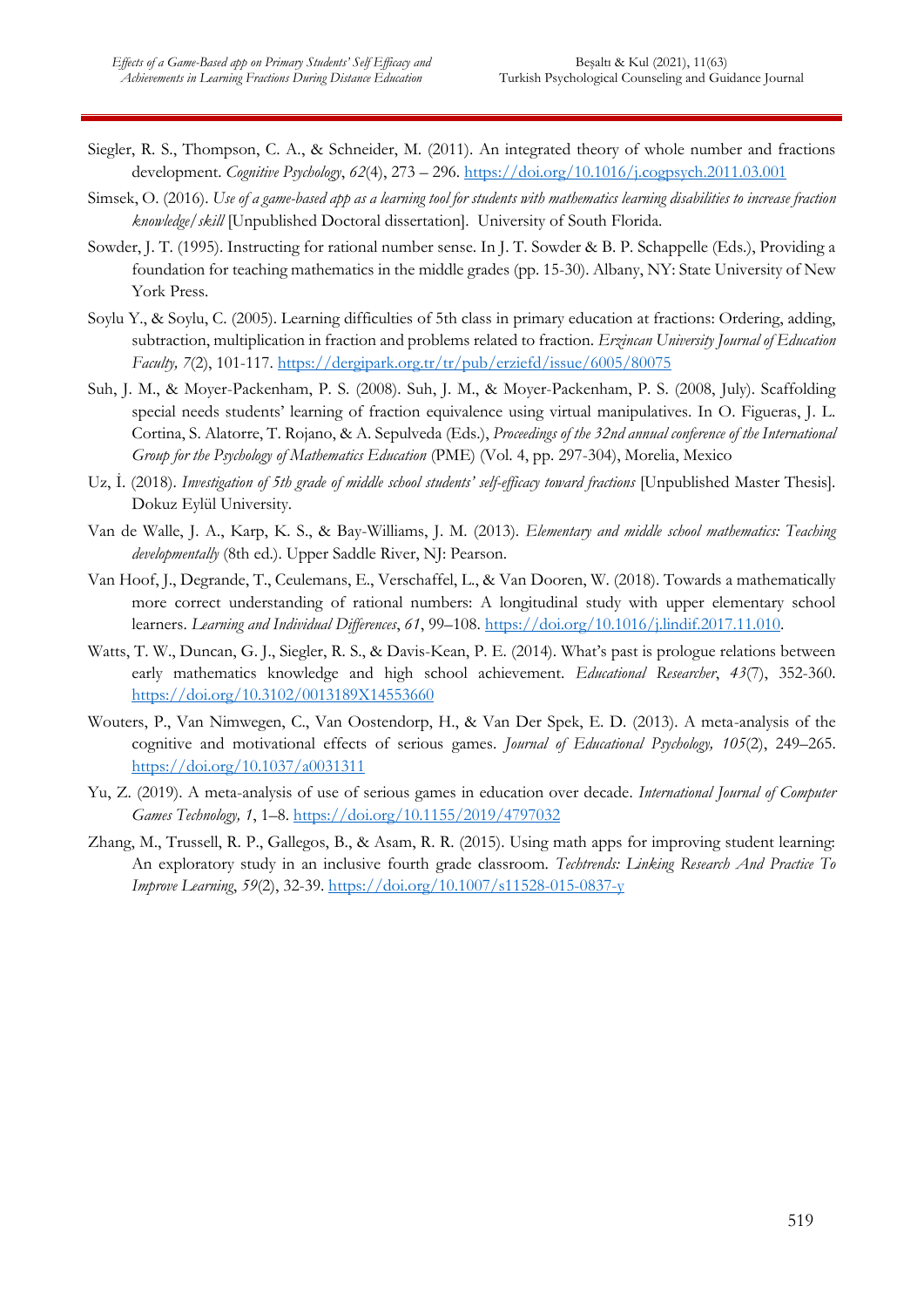Siegler, R. S., Thompson, C. A., & Schneider, M. (2011). An integrated theory of whole number and fractions development. *Cognitive Psychology*, *62*(4), 273 – 296. https://doi.org/10.1016/j.cogpsych.2011.03.001

Simsek, O. (2016). *Use of a game-based app as a learning tool for students with mathematics learning disabilities to increase fraction knowledge/skill* [Unpublished Doctoral dissertation]. University of South Florida.

Sowder, J. T. (1995). Instructing for rational number sense. In J. T. Sowder & B. P. Schappelle (Eds.), Providing a foundation for teaching mathematics in the middle grades (pp. 15-30). Albany, NY: State University of New York Press.

Soylu Y., & Soylu, C. (2005). Learning difficulties of 5th class in primary education at fractions: Ordering, adding, subtraction, multiplication in fraction and problems related to fraction. *Erzincan University Journal of Education Faculty, 7*(2), 101-117. https://dergipark.org.tr/tr/pub/erziefd/issue/6005/80075

Suh, J. M., & Moyer-Packenham, P. S. (2008). Suh, J. M., & Moyer-Packenham, P. S. (2008, July). Scaffolding special needs students' learning of fraction equivalence using virtual manipulatives. In O. Figueras, J. L. Cortina, S. Alatorre, T. Rojano, & A. Sepulveda (Eds.), *Proceedings of the 32nd annual conference of the International Group for the Psychology of Mathematics Education* (PME) (Vol. 4, pp. 297-304), Morelia, Mexico

Uz, İ. (2018). *Investigation of 5th grade of middle school students' self-efficacy toward fractions* [Unpublished Master Thesis]. Dokuz Eylül University.

Van de Walle, J. A., Karp, K. S., & Bay-Williams, J. M. (2013). *Elementary and middle school mathematics: Teaching developmentally* (8th ed.). Upper Saddle River, NJ: Pearson.

Van Hoof, J., Degrande, T., Ceulemans, E., Verschaffel, L., & Van Dooren, W. (2018). Towards a mathematically more correct understanding of rational numbers: A longitudinal study with upper elementary school learners. *Learning and Individual Differences*, *61*, 99–108. https://doi.org/10.1016/j.lindif.2017.11.010.

Watts, T. W., Duncan, G. J., Siegler, R. S., & Davis-Kean, P. E. (2014). What's past is prologue relations between early mathematics knowledge and high school achievement. *Educational Researcher*, *43*(7), 352-360. https://doi.org/10.3102/0013189X14553660

Wouters, P., Van Nimwegen, C., Van Oostendorp, H., & Van Der Spek, E. D. (2013). A meta-analysis of the cognitive and motivational effects of serious games. *Journal of Educational Psychology, 105*(2), 249–265. https://doi.org/10.1037/a0031311

Yu, Z. (2019). A meta-analysis of use of serious games in education over decade. *International Journal of Computer Games Technology, 1*, 1–8. https://doi.org/10.1155/2019/4797032

Zhang, M., Trussell, R. P., Gallegos, B., & Asam, R. R. (2015). Using math apps for improving student learning: An exploratory study in an inclusive fourth grade classroom. *Techtrends: Linking Research And Practice To Improve Learning*, *59*(2), 32-39. https://doi.org/10.1007/s11528-015-0837-y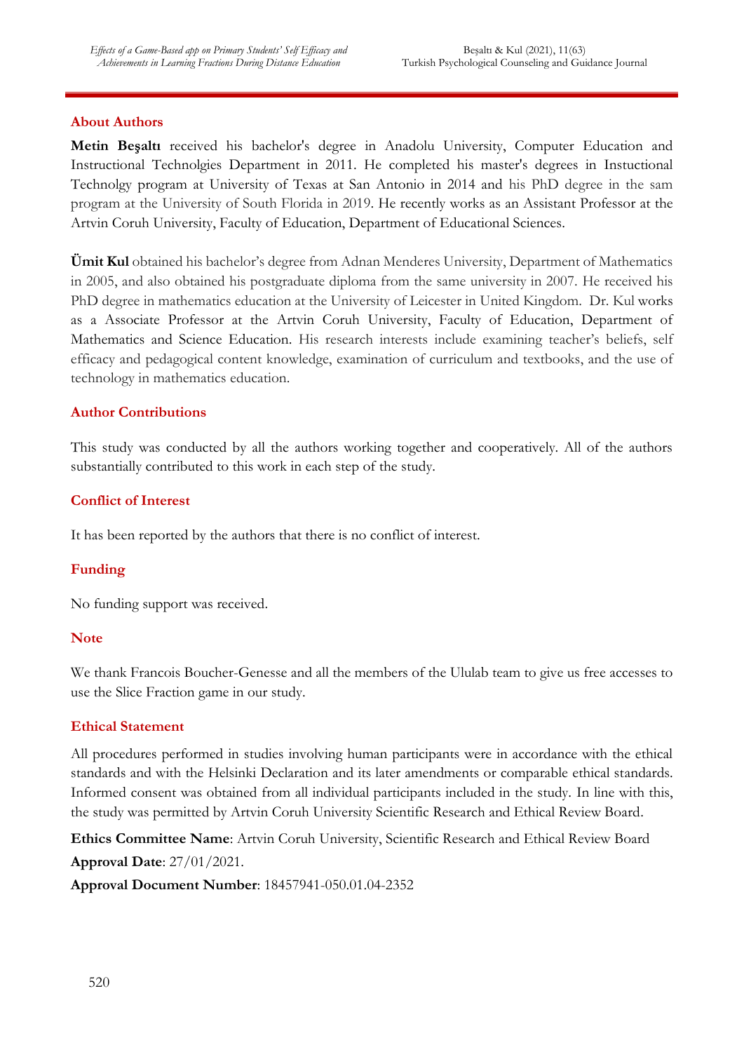## About Authors

**Metin Beşaltı** received his bachelor's degree in Anadolu University, Computer Education and Instructional Technolgies Department in 2011. He completed his master's degrees in Instuctional Technolgy program at University of Texas at San Antonio in 2014 and his PhD degree in the sam program at the University of South Florida in 2019. He recently works as an Assistant Professor at the Artvin Coruh University, Faculty of Education, Department of Educational Sciences.

**Ümit Kul** obtained his bachelor's degree from Adnan Menderes University, Department of Mathematics in 2005, and also obtained his postgraduate diploma from the same university in 2007. He received his PhD degree in mathematics education at the University of Leicester in United Kingdom. Dr. Kul works as a Associate Professor at the Artvin Coruh University, Faculty of Education, Department of Mathematics and Science Education. His research interests include examining teacher's beliefs, self efficacy and pedagogical content knowledge, examination of curriculum and textbooks, and the use of technology in mathematics education.

## Author Contributions

This study was conducted by all the authors working together and cooperatively. All of the authors substantially contributed to this work in each step of the study.

## Conflict of Interest

It has been reported by the authors that there is no conflict of interest.

## Funding

No funding support was received.

## Note

We thank Francois Boucher-Genesse and all the members of the Ululab team to give us free accesses to use the Slice Fraction game in our study.

## Ethical Statement

All procedures performed in studies involving human participants were in accordance with the ethical standards and with the Helsinki Declaration and its later amendments or comparable ethical standards. Informed consent was obtained from all individual participants included in the study. In line with this, the study was permitted by Artvin Coruh University Scientific Research and Ethical Review Board.

**Ethics Committee Name**: Artvin Coruh University, Scientific Research and Ethical Review Board

**Approval Date**: 27/01/2021.

**Approval Document Number**: 18457941-050.01.04-2352